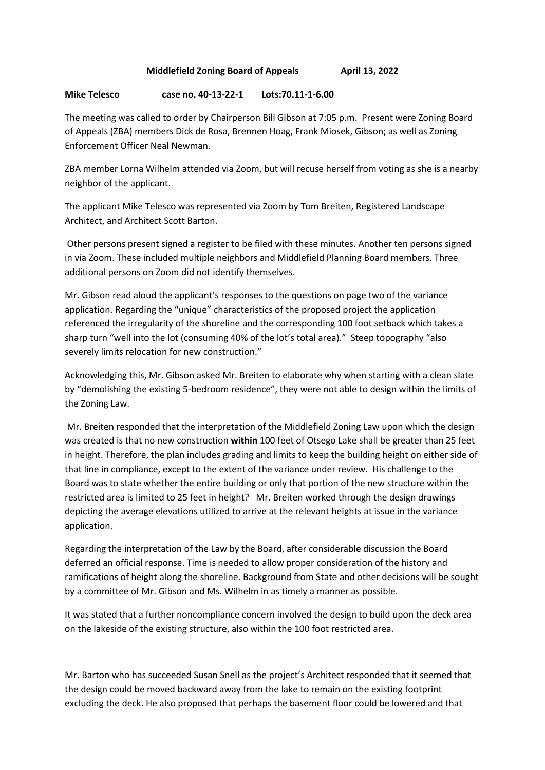**Middlefield Zoning Board of Appeals April 13, 2022**

**Mike Telesco case no. 40-13-22-1 Lots:70.11-1-6.00**

The meeting was called to order by Chairperson Bill Gibson at 7:05 p.m. Present were Zoning Board of Appeals (ZBA) members Dick de Rosa, Brennen Hoag, Frank Miosek, Gibson; as well as Zoning Enforcement Officer Neal Newman.

ZBA member Lorna Wilhelm attended via Zoom, but will recuse herself from voting as she is a nearby neighbor of the applicant.

The applicant Mike Telesco was represented via Zoom by Tom Breiten, Registered Landscape Architect, and Architect Scott Barton.

Other persons present signed a register to be filed with these minutes. Another ten persons signed in via Zoom. These included multiple neighbors and Middlefield Planning Board members. Three additional persons on Zoom did not identify themselves.

Mr. Gibson read aloud the applicant's responses to the questions on page two of the variance application. Regarding the "unique" characteristics of the proposed project the application referenced the irregularity of the shoreline and the corresponding 100 foot setback which takes a sharp turn "well into the lot (consuming 40% of the lot's total area)." Steep topography "also severely limits relocation for new construction."

Acknowledging this, Mr. Gibson asked Mr. Breiten to elaborate why when starting with a clean slate by "demolishing the existing 5-bedroom residence", they were not able to design within the limits of the Zoning Law.

Mr. Breiten responded that the interpretation of the Middlefield Zoning Law upon which the design was created is that no new construction **within** 100 feet of Otsego Lake shall be greater than 25 feet in height. Therefore, the plan includes grading and limits to keep the building height on either side of that line in compliance, except to the extent of the variance under review. His challenge to the Board was to state whether the entire building or only that portion of the new structure within the restricted area is limited to 25 feet in height? Mr. Breiten worked through the design drawings depicting the average elevations utilized to arrive at the relevant heights at issue in the variance application.

Regarding the interpretation of the Law by the Board, after considerable discussion the Board deferred an official response. Time is needed to allow proper consideration of the history and ramifications of height along the shoreline. Background from State and other decisions will be sought by a committee of Mr. Gibson and Ms. Wilhelm in as timely a manner as possible.

It was stated that a further noncompliance concern involved the design to build upon the deck area on the lakeside of the existing structure, also within the 100 foot restricted area.

Mr. Barton who has succeeded Susan Snell as the project's Architect responded that it seemed that the design could be moved backward away from the lake to remain on the existing footprint excluding the deck. He also proposed that perhaps the basement floor could be lowered and that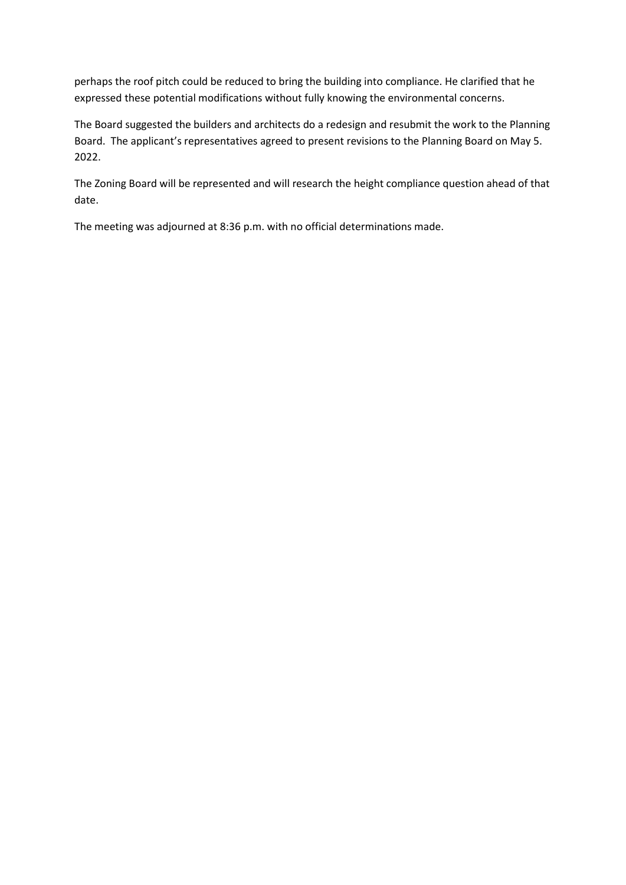perhaps the roof pitch could be reduced to bring the building into compliance. He clarified that he expressed these potential modifications without fully knowing the environmental concerns.

The Board suggested the builders and architects do a redesign and resubmit the work to the Planning Board. The applicant's representatives agreed to present revisions to the Planning Board on May 5. 2022.

The Zoning Board will be represented and will research the height compliance question ahead of that date.

The meeting was adjourned at 8:36 p.m. with no official determinations made.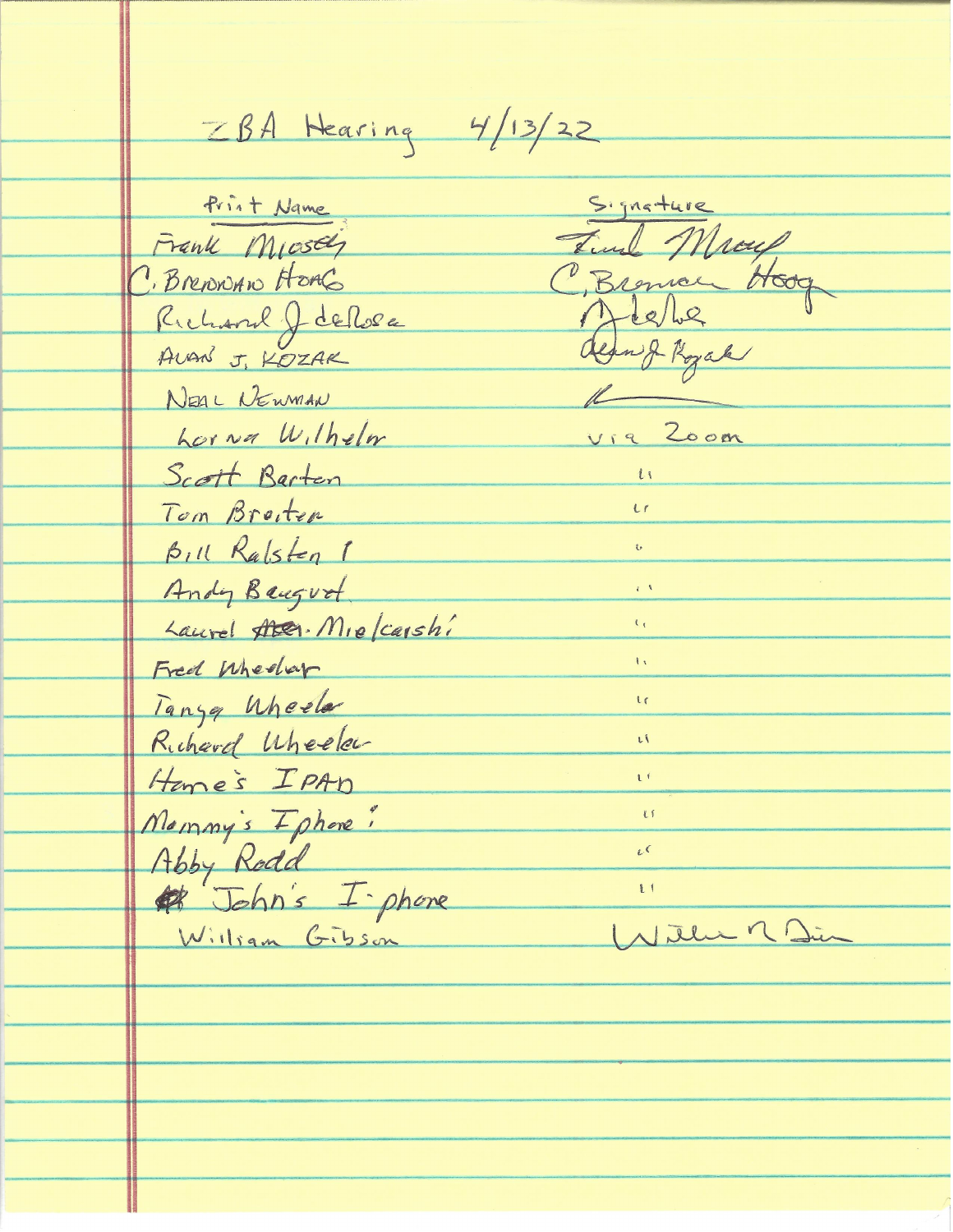ZBA Hearing 4/13/22

| Print Name | Signature |
| --- | --- |
| Frank Miosek | Frank Miosek |
| C. Brendan Hoag | C. Brendan Hoag |
| Richard J deRosa | J deRosa |
| Alan J. Kozar | Alan J Kozar |
| Neal Newman | |
| Lorna Wilhelm | via Zoom |
| Scott Barton | " |
| Tom Breiter | " |
| Bill Ralston | " |
| Andy Beaguet | " |
| Laurel ~~Alex~~ Mielcarski | " |
| Fred Wheeler | " |
| Tanya Wheeler | " |
| Richard Wheeler | " |
| Home's IPAD | " |
| Mommy's Iphone | " |
| Abby Rodd | " |
| John's I-phone | " |
| William Gibson | William R Gibson |